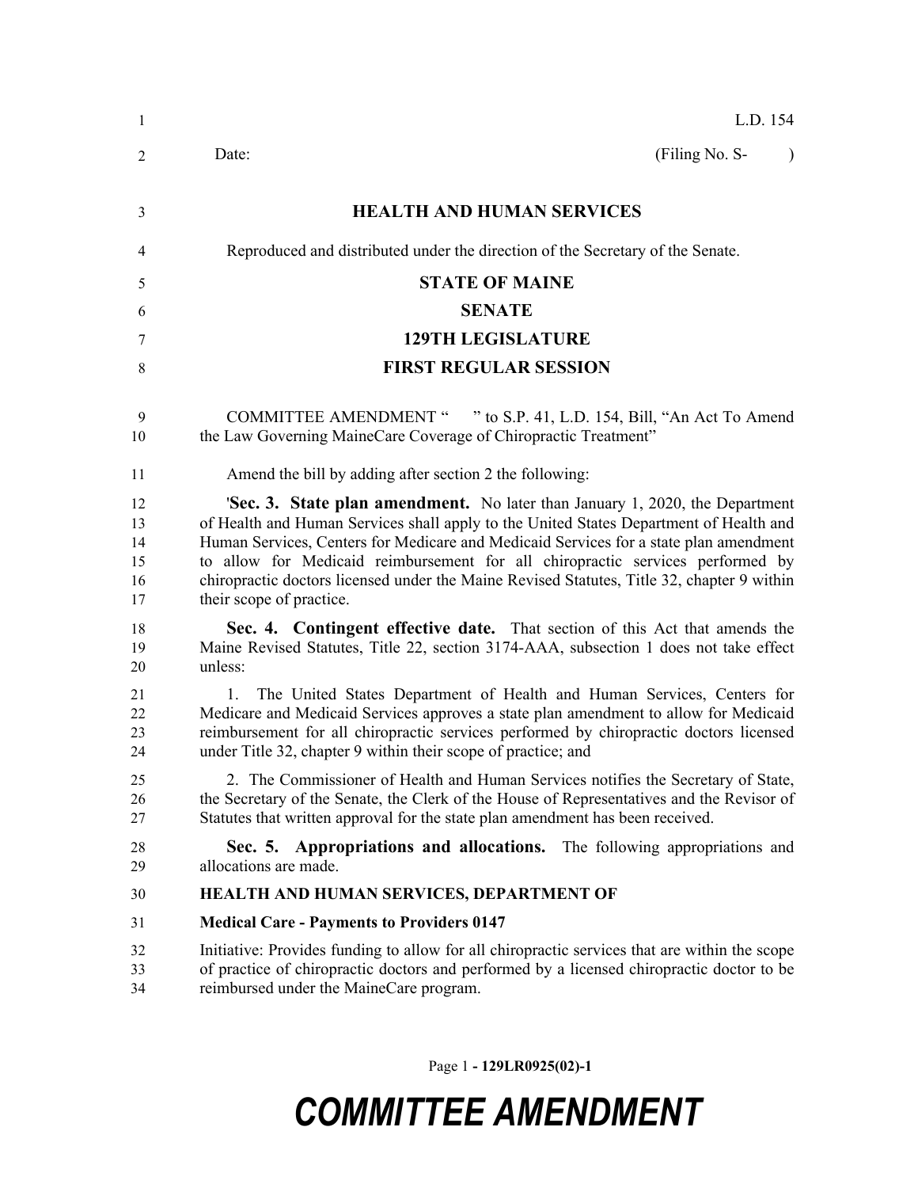L.D. 154

Date: (Filing No. S- )

**HEALTH AND HUMAN SERVICES**

Reproduced and distributed under the direction of the Secretary of the Senate.

**STATE OF MAINE**

**SENATE**

**129TH LEGISLATURE**

**FIRST REGULAR SESSION**

COMMITTEE AMENDMENT " " to S.P. 41, L.D. 154, Bill, "An Act To Amend the Law Governing MaineCare Coverage of Chiropractic Treatment"

Amend the bill by adding after section 2 the following:

'**Sec. 3. State plan amendment.** No later than January 1, 2020, the Department of Health and Human Services shall apply to the United States Department of Health and Human Services, Centers for Medicare and Medicaid Services for a state plan amendment to allow for Medicaid reimbursement for all chiropractic services performed by chiropractic doctors licensed under the Maine Revised Statutes, Title 32, chapter 9 within their scope of practice.

**Sec. 4. Contingent effective date.** That section of this Act that amends the Maine Revised Statutes, Title 22, section 3174-AAA, subsection 1 does not take effect unless:

1. The United States Department of Health and Human Services, Centers for Medicare and Medicaid Services approves a state plan amendment to allow for Medicaid reimbursement for all chiropractic services performed by chiropractic doctors licensed under Title 32, chapter 9 within their scope of practice; and

2. The Commissioner of Health and Human Services notifies the Secretary of State, the Secretary of the Senate, the Clerk of the House of Representatives and the Revisor of Statutes that written approval for the state plan amendment has been received.

**Sec. 5. Appropriations and allocations.** The following appropriations and allocations are made.

**HEALTH AND HUMAN SERVICES, DEPARTMENT OF**

**Medical Care - Payments to Providers 0147**

Initiative: Provides funding to allow for all chiropractic services that are within the scope of practice of chiropractic doctors and performed by a licensed chiropractic doctor to be reimbursed under the MaineCare program.

Page 1 - 129LR0925(02)-1

# COMMITTEE AMENDMENT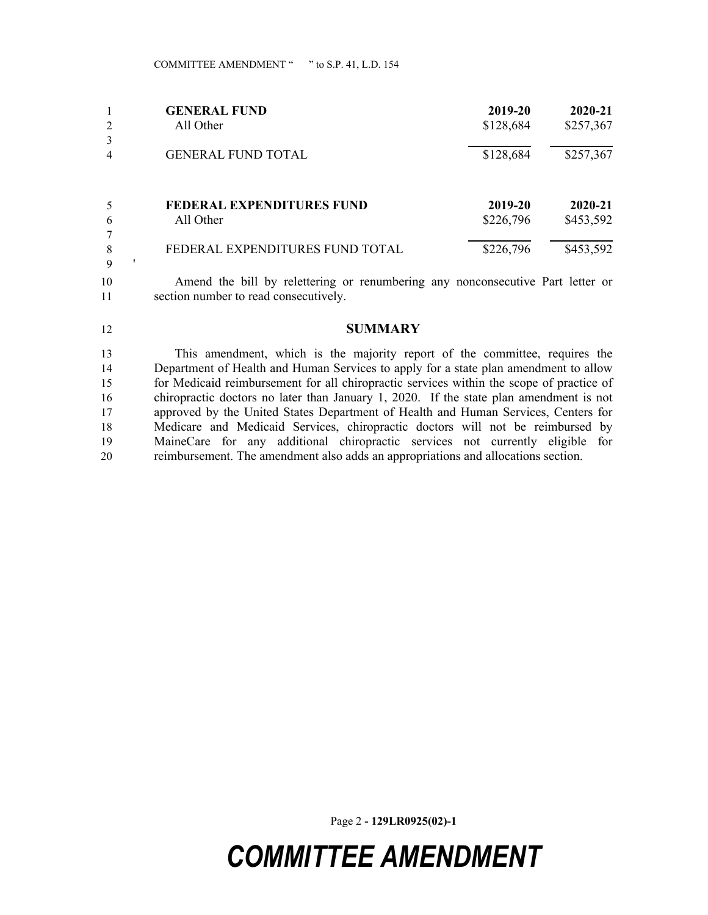| GENERAL FUND | 2019-20 | 2020-21 |
|---|---|---|
| All Other | $128,684 | $257,367 |
| GENERAL FUND TOTAL | $128,684 | $257,367 |

| FEDERAL EXPENDITURES FUND | 2019-20 | 2020-21 |
|---|---|---|
| All Other | $226,796 | $453,592 |
| FEDERAL EXPENDITURES FUND TOTAL | $226,796 | $453,592 |

'

Amend the bill by relettering or renumbering any nonconsecutive Part letter or section number to read consecutively.

## SUMMARY

This amendment, which is the majority report of the committee, requires the Department of Health and Human Services to apply for a state plan amendment to allow for Medicaid reimbursement for all chiropractic services within the scope of practice of chiropractic doctors no later than January 1, 2020. If the state plan amendment is not approved by the United States Department of Health and Human Services, Centers for Medicare and Medicaid Services, chiropractic doctors will not be reimbursed by MaineCare for any additional chiropractic services not currently eligible for reimbursement. The amendment also adds an appropriations and allocations section.